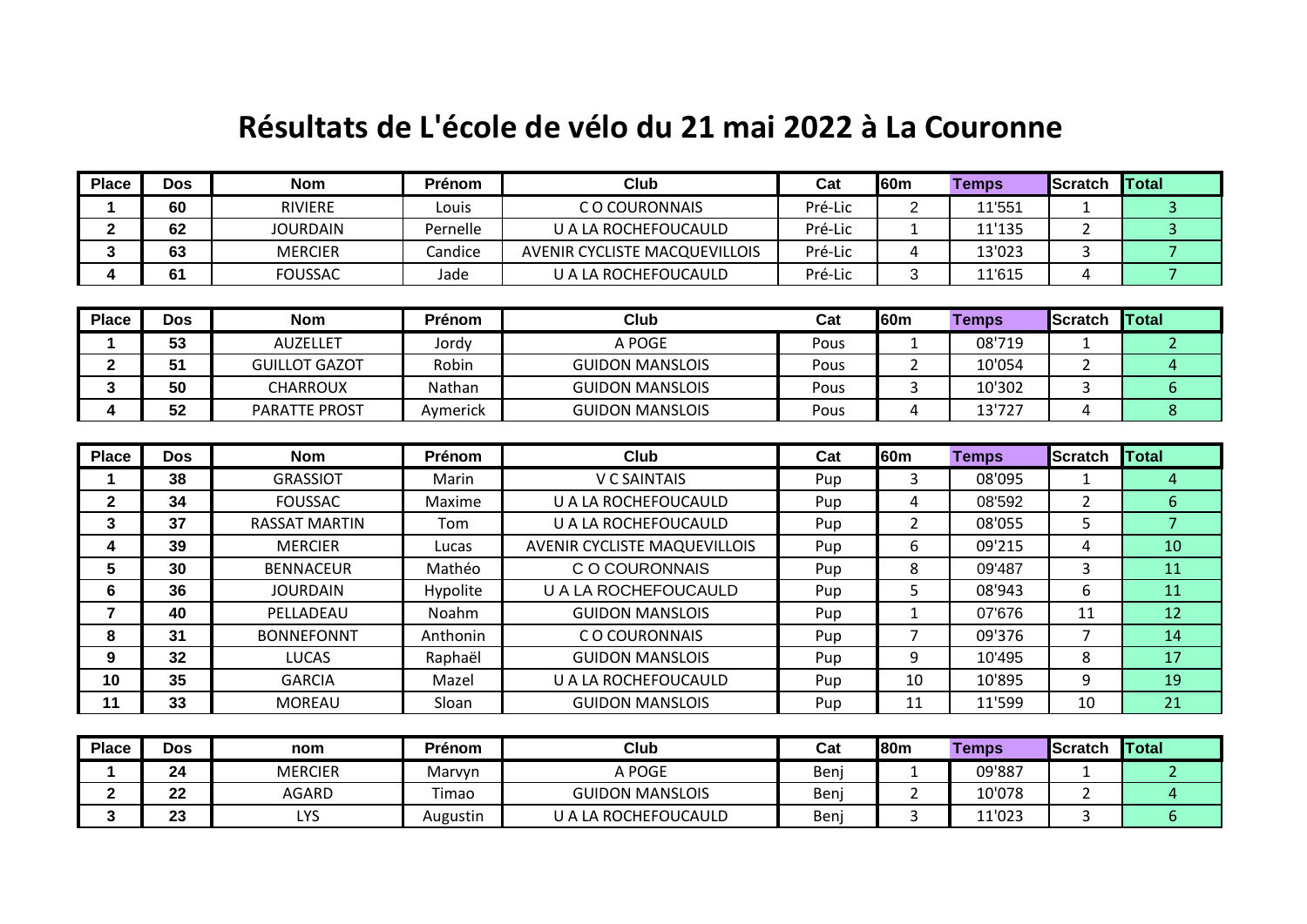# Résultats de L'école de vélo du 21 mai 2022 à La Couronne

| Place | Dos | Nom | Prénom | Club | Cat | 60m | Temps | Scratch | Total |
|---|---|---|---|---|---|---|---|---|---|
| 1 | 60 | RIVIERE | Louis | C O COURONNAIS | Pré-Lic | 2 | 11'551 | 1 | 3 |
| 2 | 62 | JOURDAIN | Pernelle | U A LA ROCHEFOUCAULD | Pré-Lic | 1 | 11'135 | 2 | 3 |
| 3 | 63 | MERCIER | Candice | AVENIR CYCLISTE MACQUEVILLOIS | Pré-Lic | 4 | 13'023 | 3 | 7 |
| 4 | 61 | FOUSSAC | Jade | U A LA ROCHEFOUCAULD | Pré-Lic | 3 | 11'615 | 4 | 7 |

| Place | Dos | Nom | Prénom | Club | Cat | 60m | Temps | Scratch | Total |
|---|---|---|---|---|---|---|---|---|---|
| 1 | 53 | AUZELLET | Jordy | A POGE | Pous | 1 | 08'719 | 1 | 2 |
| 2 | 51 | GUILLOT GAZOT | Robin | GUIDON MANSLOIS | Pous | 2 | 10'054 | 2 | 4 |
| 3 | 50 | CHARROUX | Nathan | GUIDON MANSLOIS | Pous | 3 | 10'302 | 3 | 6 |
| 4 | 52 | PARATTE PROST | Aymerick | GUIDON MANSLOIS | Pous | 4 | 13'727 | 4 | 8 |

| Place | Dos | Nom | Prénom | Club | Cat | 60m | Temps | Scratch | Total |
|---|---|---|---|---|---|---|---|---|---|
| 1 | 38 | GRASSIOT | Marin | V C SAINTAIS | Pup | 3 | 08'095 | 1 | 4 |
| 2 | 34 | FOUSSAC | Maxime | U A LA ROCHEFOUCAULD | Pup | 4 | 08'592 | 2 | 6 |
| 3 | 37 | RASSAT MARTIN | Tom | U A LA ROCHEFOUCAULD | Pup | 2 | 08'055 | 5 | 7 |
| 4 | 39 | MERCIER | Lucas | AVENIR CYCLISTE MAQUEVILLOIS | Pup | 6 | 09'215 | 4 | 10 |
| 5 | 30 | BENNACEUR | Mathéo | C O COURONNAIS | Pup | 8 | 09'487 | 3 | 11 |
| 6 | 36 | JOURDAIN | Hypolite | U A LA ROCHEFOUCAULD | Pup | 5 | 08'943 | 6 | 11 |
| 7 | 40 | PELLADEAU | Noahm | GUIDON MANSLOIS | Pup | 1 | 07'676 | 11 | 12 |
| 8 | 31 | BONNEFONNT | Anthonin | C O COURONNAIS | Pup | 7 | 09'376 | 7 | 14 |
| 9 | 32 | LUCAS | Raphaël | GUIDON MANSLOIS | Pup | 9 | 10'495 | 8 | 17 |
| 10 | 35 | GARCIA | Mazel | U A LA ROCHEFOUCAULD | Pup | 10 | 10'895 | 9 | 19 |
| 11 | 33 | MOREAU | Sloan | GUIDON MANSLOIS | Pup | 11 | 11'599 | 10 | 21 |

| Place | Dos | nom | Prénom | Club | Cat | 80m | Temps | Scratch | Total |
|---|---|---|---|---|---|---|---|---|---|
| 1 | 24 | MERCIER | Marvyn | A POGE | Benj | 1 | 09'887 | 1 | 2 |
| 2 | 22 | AGARD | Timao | GUIDON MANSLOIS | Benj | 2 | 10'078 | 2 | 4 |
| 3 | 23 | LYS | Augustin | U A LA ROCHEFOUCAULD | Benj | 3 | 11'023 | 3 | 6 |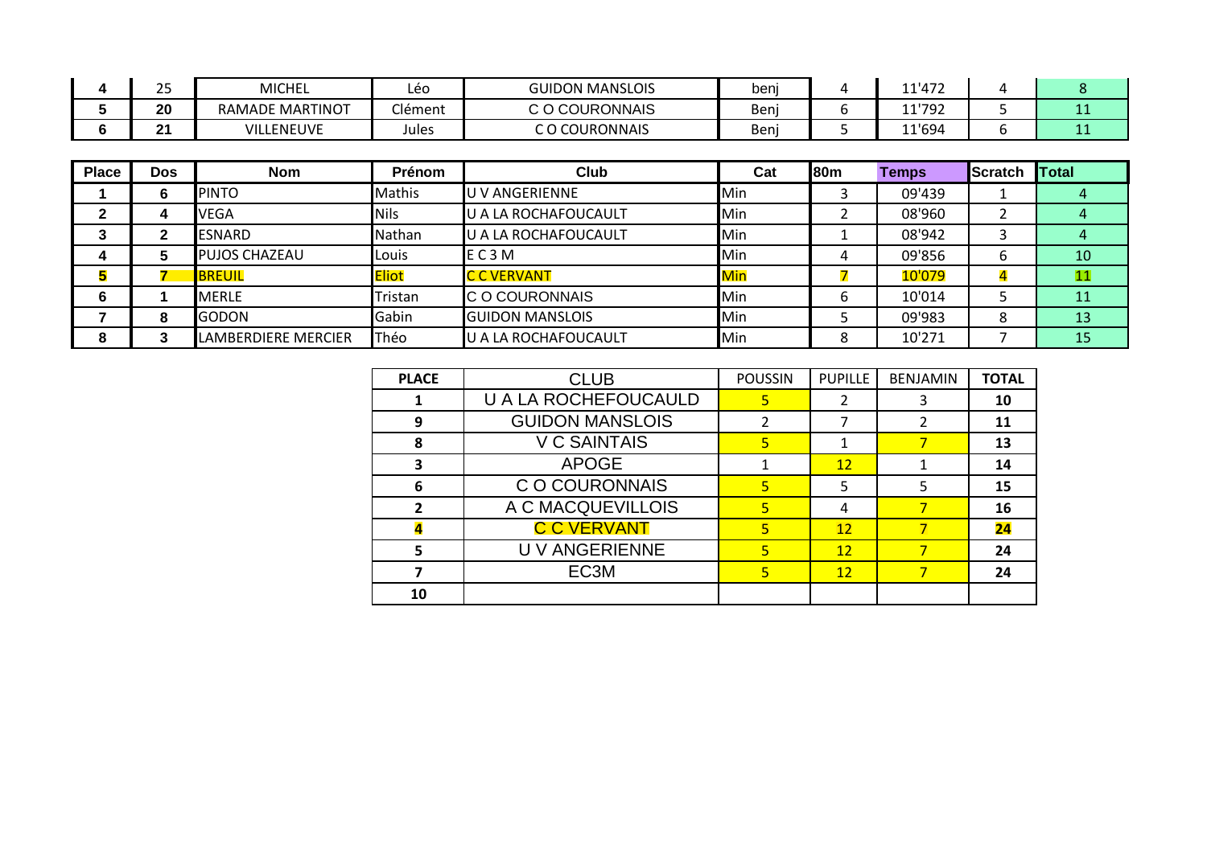| | | | | | | | | | |
|---|---|---|---|---|---|---|---|---|---|
| 4 | 25 | MICHEL | Léo | GUIDON MANSLOIS | benj | 4 | 11'472 | 4 | 8 |
| 5 | 20 | RAMADE MARTINOT | Clément | C O COURONNAIS | Benj | 6 | 11'792 | 5 | 11 |
| 6 | 21 | VILLENEUVE | Jules | C O COURONNAIS | Benj | 5 | 11'694 | 6 | 11 |

| Place | Dos | Nom | Prénom | Club | Cat | 80m | Temps | Scratch | Total |
|---|---|---|---|---|---|---|---|---|---|
| 1 | 6 | PINTO | Mathis | U V ANGERIENNE | Min | 3 | 09'439 | 1 | 4 |
| 2 | 4 | VEGA | Nils | U A LA ROCHAFOUCAULT | Min | 2 | 08'960 | 2 | 4 |
| 3 | 2 | ESNARD | Nathan | U A LA ROCHAFOUCAULT | Min | 1 | 08'942 | 3 | 4 |
| 4 | 5 | PUJOS CHAZEAU | Louis | E C 3 M | Min | 4 | 09'856 | 6 | 10 |
| 5 | 7 | BREUIL | Eliot | C C VERVANT | Min | 7 | 10'079 | 4 | 11 |
| 6 | 1 | MERLE | Tristan | C O COURONNAIS | Min | 6 | 10'014 | 5 | 11 |
| 7 | 8 | GODON | Gabin | GUIDON MANSLOIS | Min | 5 | 09'983 | 8 | 13 |
| 8 | 3 | LAMBERDIERE MERCIER | Théo | U A LA ROCHAFOUCAULT | Min | 8 | 10'271 | 7 | 15 |

| PLACE | CLUB | POUSSIN | PUPILLE | BENJAMIN | TOTAL |
|---|---|---|---|---|---|
| 1 | U A LA ROCHEFOUCAULD | 5 | 2 | 3 | 10 |
| 9 | GUIDON MANSLOIS | 2 | 7 | 2 | 11 |
| 8 | V C SAINTAIS | 5 | 1 | 7 | 13 |
| 3 | APOGE | 1 | 12 | 1 | 14 |
| 6 | C O COURONNAIS | 5 | 5 | 5 | 15 |
| 2 | A C MACQUEVILLOIS | 5 | 4 | 7 | 16 |
| 4 | C C VERVANT | 5 | 12 | 7 | 24 |
| 5 | U V ANGERIENNE | 5 | 12 | 7 | 24 |
| 7 | EC3M | 5 | 12 | 7 | 24 |
| 10 | | | | | |